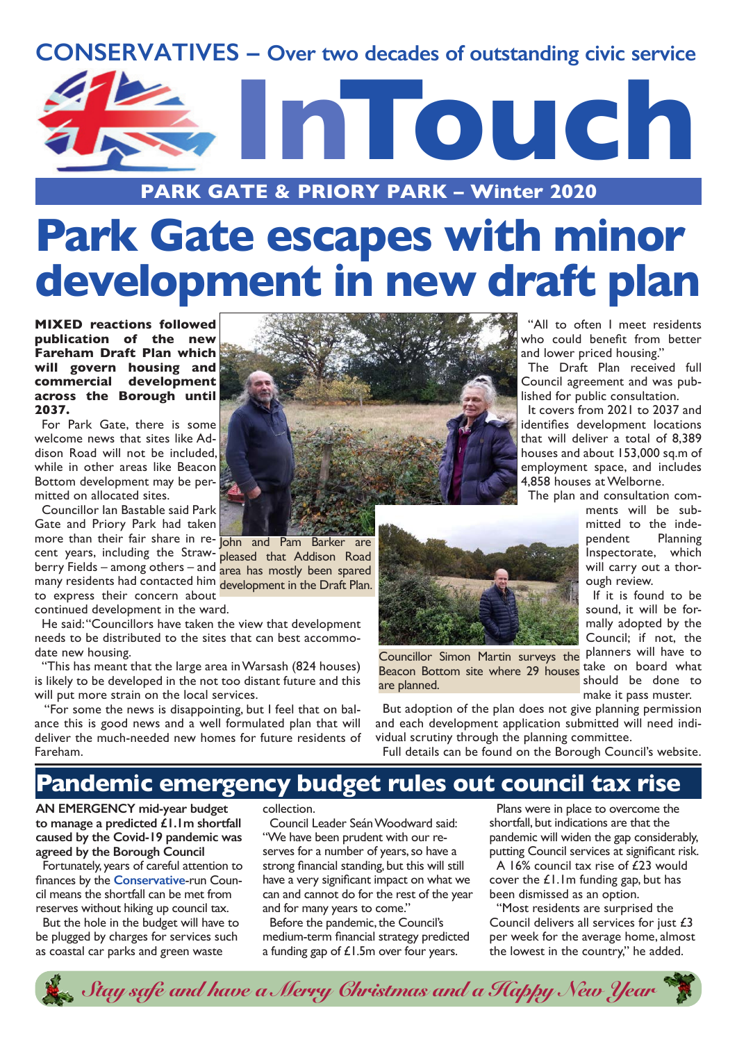CONSERVATIVES – Over two decades of outstanding civic service

# InTouch

PARK GATE & PRIORY PARK – Winter 2020

# Park Gate escapes with minor development in new draft plan

**MIXED reactions followed publication of the new Fareham Draft Plan which will govern housing and commercial development across the Borough until 2037.**

For Park Gate, there is some welcome news that sites like Addison Road will not be included, while in other areas like Beacon Bottom development may be permitted on allocated sites.

Councillor Ian Bastable said Park Gate and Priory Park had taken more than their fair share in recent years, including the Strawberry Fields – among others – and many residents had contacted him to express their concern about continued development in the ward.

He said: "Councillors have taken the view that development needs to be distributed to the sites that can best accommodate new housing.

"This has meant that the large area in Warsash (824 houses) is likely to be developed in the not too distant future and this will put more strain on the local services.

"For some the news is disappointing, but I feel that on balance this is good news and a well formulated plan that will deliver the much-needed new homes for future residents of Fareham.

"All to often I meet residents who could benefit from better and lower priced housing."

John and Pam Barker are pleased that Addison Road area has mostly been spared development in the Draft Plan.

The Draft Plan received full Council agreement and was published for public consultation.

It covers from 2021 to 2037 and identifies development locations that will deliver a total of 8,389 houses and about 153,000 sq.m of employment space, and includes 4,858 houses at Welborne.

The plan and consultation comments will be submitted to the independent Planning Inspectorate, which will carry out a thorough review.

If it is found to be sound, it will be formally adopted by the Council; if not, the planners will have to take on board what should be done to make it pass muster.

Councillor Simon Martin surveys the Beacon Bottom site where 29 houses are planned.

But adoption of the plan does not give planning permission and each development application submitted will need individual scrutiny through the planning committee.

Full details can be found on the Borough Council's website.

## Pandemic emergency budget rules out council tax rise

**AN EMERGENCY mid-year budget to manage a predicted £1.1m shortfall caused by the Covid-19 pandemic was agreed by the Borough Council**

Fortunately, years of careful attention to finances by the **Conservative**-run Council means the shortfall can be met from reserves without hiking up council tax.

But the hole in the budget will have to be plugged by charges for services such as coastal car parks and green waste collection.

Council Leader Seán Woodward said: "We have been prudent with our reserves for a number of years, so have a strong financial standing, but this will still have a very significant impact on what we can and cannot do for the rest of the year and for many years to come."

Before the pandemic, the Council's medium-term financial strategy predicted a funding gap of £1.5m over four years.

Plans were in place to overcome the shortfall, but indications are that the pandemic will widen the gap considerably, putting Council services at significant risk.

A 16% council tax rise of £23 would cover the £1.1m funding gap, but has been dismissed as an option.

"Most residents are surprised the Council delivers all services for just £3 per week for the average home, almost the lowest in the country," he added.

*Stay safe and have a Merry Christmas and a Happy New Year*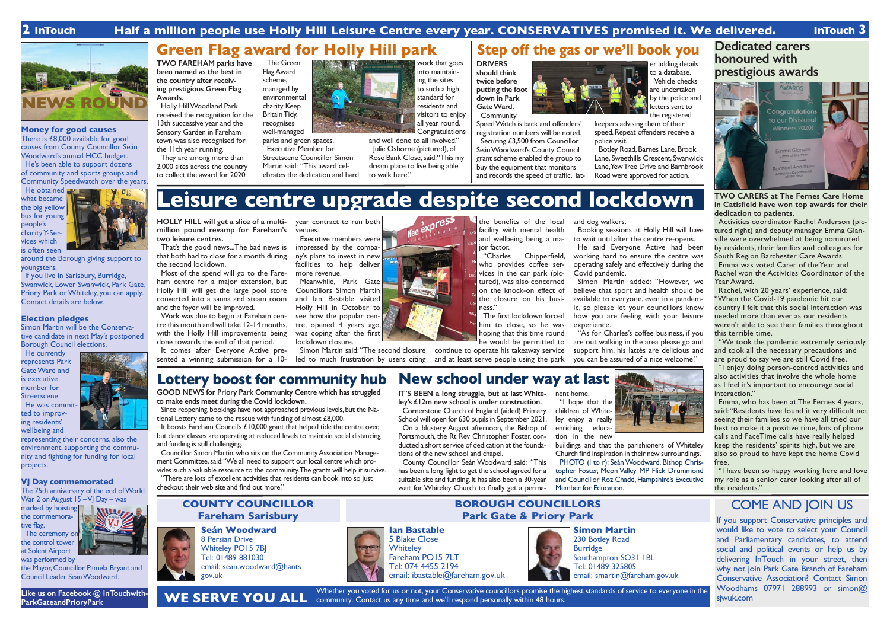Half a million people use Holly Hill Leisure Centre every year. CONSERVATIVES promised it. We delivered.

## NEWS ROUND

### Money for good causes

There is £8,000 available for good causes from County Councillor Seán Woodward's annual HCC budget.

He's been able to support dozens of community and sports groups and Community Speedwatch over the years.

He obtained what became the big yellow bus for young people's charity Y-Services which is often seen around the Borough giving support to youngsters.

If you live in Sarisbury, Burridge, Swanwick, Lower Swanwick, Park Gate, Priory Park or Whiteley, you can apply. Contact details are below.

### Election pledges

Simon Martin will be the Conservative candidate in next May's postponed Borough Council elections.

He currently represents Park Gate Ward and is executive member for Streetscene.

He was committed to improving residents' wellbeing and representing their concerns, also the environment, supporting the community and fighting for funding for local projects.

### VJ Day commemorated

The 75th anniversary of the end of World War 2 on August 15 – VJ Day – was marked by hoisting the commemorative flag.

The ceremony on the control tower at Solent Airport was performed by the Mayor, Councillor Pamela Bryant and Council Leader Seán Woodward.

**Like us on Facebook @ InTouchwithParkGateandPrioryPark**

## Green Flag award for Holly Hill park

**TWO FAREHAM parks have been named as the best in the country after receiving prestigious Green Flag Awards.**

Holly Hill Woodland Park received the recognition for the 13th successive year and the Sensory Garden in Fareham town was also recognised for the 11th year running.

They are among more than 2,000 sites across the country to collect the award for 2020.

The Green Flag Award scheme, managed by environmental charity Keep Britain Tidy, recognises well-managed parks and green spaces.

Executive Member for Streetscene Councillor Simon Martin said: "This award celebrates the dedication and hard work that goes into maintaining the sites to such a high standard for residents and visitors to enjoy all year round. Congratulations and well done to all involved."

Julie Osborne (pictured), of Rose Bank Close, said: "This my dream place to live being able to walk here."

## Step off the gas or we'll book you

**DRIVERS should think twice before putting the foot down in Park Gate Ward.**

Community SpeedWatch is back and offenders' registration numbers will be noted.

Securing £3,500 from Councillor Seán Woodward's County Council grant scheme enabled the group to buy the equipment that monitors and records the speed of traffic, later adding details to a database.

Vehicle checks are undertaken by the police and letters sent to the registered keepers advising them of their speed. Repeat offenders receive a police visit.

Botley Road, Barnes Lane, Brook Lane, Sweethills Crescent, Swanwick Lane, Yew Tree Drive and Barnbrook Road were approved for action.

## Dedicated carers honoured with prestigious awards

**TWO CARERS at The Fernes Care Home in Catisfield have won top awards for their dedication to patients.**

Activities coordinator Rachel Anderson (pictured right) and deputy manager Emma Glanville were overwhelmed at being nominated by residents, their families and colleagues for South Region Barchester Care Awards.

Emma was voted Carer of the Year and Rachel won the Activities Coordinator of the Year Award.

Rachel, with 20 years' experience, said: "When the Covid-19 pandemic hit our country I felt that this social interaction was needed more than ever as our residents weren't able to see their families throughout this terrible time.

"We took the pandemic extremely seriously and took all the necessary precautions and are proud to say we are still Covid free.

"I enjoy doing person-centred activities and also activities that involve the whole home as I feel it's important to encourage social interaction."

Emma, who has been at The Fernes 4 years, said: "Residents have found it very difficult not seeing their families so we have all tried our best to make it a positive time, lots of phone calls and FaceTime calls have really helped keep the residents' spirits high, but we are also so proud to have kept the home Covid free.

"I have been so happy working here and love my role as a senior carer looking after all of the residents."

# Leisure centre upgrade despite second lockdown

**HOLLY HILL will get a slice of a multi-million pound revamp for Fareham's two leisure centres.**

That's the good news...The bad news is that both had to close for a month during the second lockdown.

Most of the spend will go to the Fareham centre for a major extension, but Holly Hill will get the large pool store converted into a sauna and steam room and the foyer will be improved.

Work was due to begin at Fareham centre this month and will take 12-14 months, with the Holly Hill improvements being done towards the end of that period.

It comes after Everyone Active presented a winning submission for a 10-year contract to run both venues.

Executive members were impressed by the company's plans to invest in new facilities to help deliver more revenue.

Meanwhile, Park Gate Councillors Simon Martin and Ian Bastable visited Holly Hill in October to see how the popular centre, opened 4 years ago, was coping after the first lockdown closure.

Simon Martin said: "The second closure led to much frustration by users citing the benefits of the local facility with mental health and wellbeing being a major factor.

"Charles Chipperfield, who provides coffee services in the car park (pictured), was also concerned on the knock-on effect of the closure on his business."

The first lockdown forced him to close, so he was hoping that this time round he would be permitted to continue to operate his takeaway service and at least serve people using the park and dog walkers.

Booking sessions at Holly Hill will have to wait until after the centre re-opens.

He said Everyone Active had been working hard to ensure the centre was operating safely and effectively during the Covid pandemic.

Simon Martin added: "However, we believe that sport and health should be available to everyone, even in a pandemic, so please let your councillors know how you are feeling with your leisure experience.

"As for Charles's coffee business, if you are out walking in the area please go and support him, his lattés are delicious and you can be assured of a nice welcome."

## Lottery boost for community hub

**GOOD NEWS for Priory Park Community Centre which has struggled to make ends meet during the Covid lockdown.**

Since reopening, bookings have not approached previous levels, but the National Lottery came to the rescue with funding of almost £8,000.

It boosts Fareham Council's £10,000 grant that helped tide the centre over, but dance classes are operating at reduced levels to maintain social distancing and funding is still challenging.

Councillor Simon Martin, who sits on the Community Association Management Committee, said: "We all need to support our local centre which provides such a valuable resource to the community. The grants will help it survive.

"There are lots of excellent activities that residents can book into so just checkout their web site and find out more."

## New school under way at last

**IT'S BEEN a long struggle, but at last Whiteley's £12m new school is under construction.**

Cornerstone Church of England (aided) Primary School will open for 630 pupils in September 2021.

On a blustery August afternoon, the Bishop of Portsmouth, the Rt Rev Christopher Foster, conducted a short service of dedication at the foundations of the new school and chapel.

County Councillor Seán Woodward said: "This has been a long fight to get the school agreed for a suitable site and funding. It has also been a 30-year wait for Whiteley Church to finally get a permanent home.

"I hope that the children of Whiteley enjoy a really enriching education in the new buildings and that the parishioners of Whiteley Church find inspiration in their new surroundings."

PHOTO (l to r): Seán Woodward, Bishop Christopher Foster, Meon Valley MP Flick Drummond and Councillor Roz Chadd, Hampshire's Executive Member for Education.

### COUNTY COUNCILLOR Fareham Sarisbury

**Seán Woodward**
8 Persian Drive
Whiteley PO15 7BJ
Tel: 01489 881030
email: sean.woodward@hants.gov.uk

### BOROUGH COUNCILLORS Park Gate & Priory Park

**Ian Bastable**
5 Blake Close
Whiteley
Fareham PO15 7LT
Tel: 074 4455 2194
email: ibastable@fareham.gov.uk

**Simon Martin**
230 Botley Road
Burridge
Southampton SO31 1BL
Tel: 01489 325805
email: smartin@fareham.gov.uk

**WE SERVE YOU ALL** Whether you voted for us or not, your Conservative councillors promise the highest standards of service to everyone in the community. Contact us any time and we'll respond personally within 48 hours.

## COME AND JOIN US

If you support Conservative principles and would like to vote to select your Council and Parliamentary candidates, to attend social and political events or help us by delivering InTouch in your street, then why not join Park Gate Branch of Fareham Conservative Association? Contact Simon Woodhams 07971 288993 or simon@sjwuk.com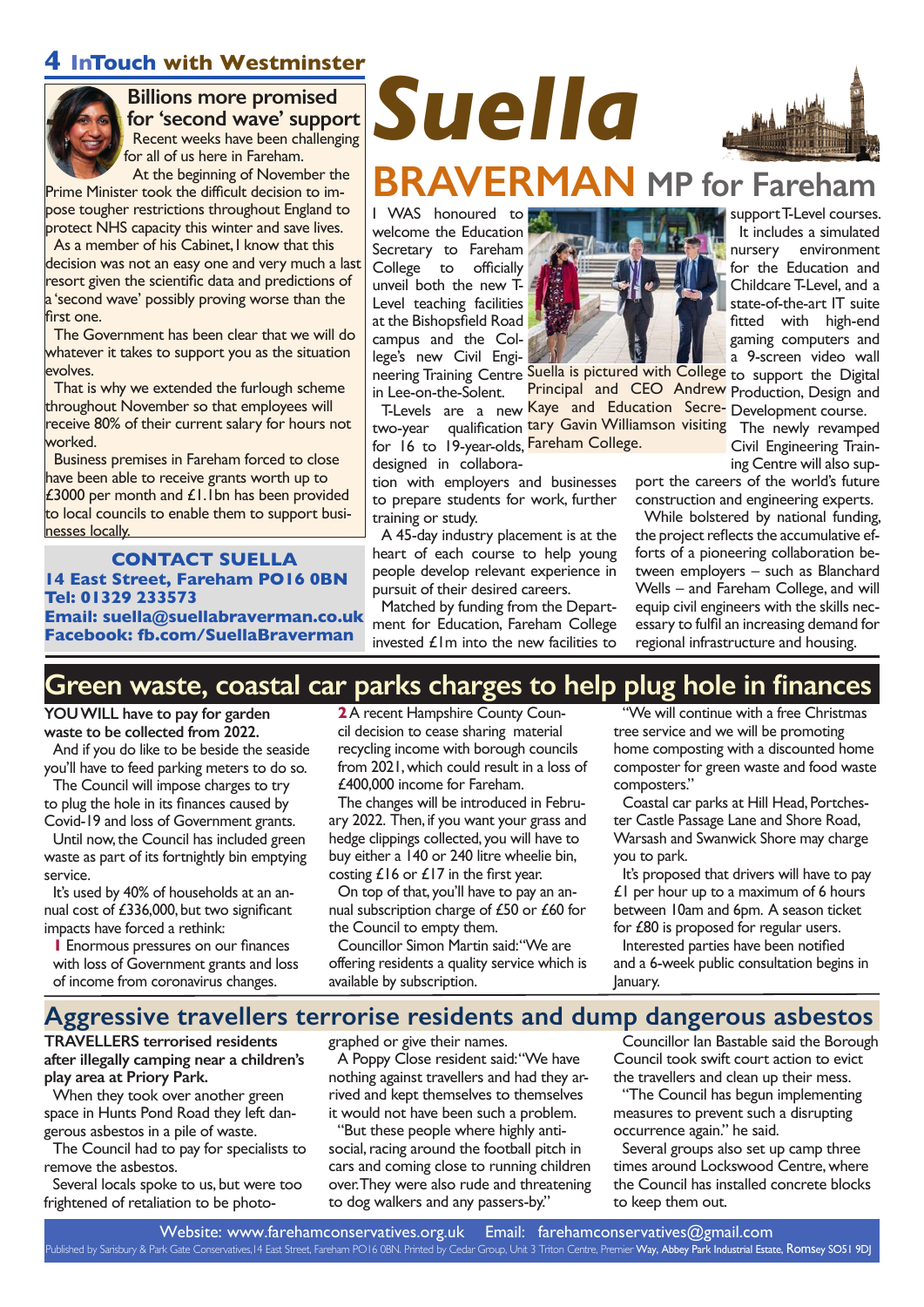## Billions more promised for 'second wave' support

Recent weeks have been challenging for all of us here in Fareham.

At the beginning of November the Prime Minister took the difficult decision to impose tougher restrictions throughout England to protect NHS capacity this winter and save lives.

As a member of his Cabinet, I know that this decision was not an easy one and very much a last resort given the scientific data and predictions of a 'second wave' possibly proving worse than the first one.

The Government has been clear that we will do whatever it takes to support you as the situation evolves.

That is why we extended the furlough scheme throughout November so that employees will receive 80% of their current salary for hours not worked.

Business premises in Fareham forced to close have been able to receive grants worth up to £3000 per month and £1.1bn has been provided to local councils to enable them to support businesses locally.

**CONTACT SUELLA**
**14 East Street, Fareham PO16 0BN**
**Tel: 01329 233573**
**Email: suella@suellabraverman.co.uk**
**Facebook: fb.com/SuellaBraverman**

# Suella BRAVERMAN MP for Fareham

I WAS honoured to welcome the Education Secretary to Fareham College to officially unveil both the new T-Level teaching facilities at the Bishopsfield Road campus and the College's new Civil Engineering Training Centre in Lee-on-the-Solent.

Suella is pictured with College Principal and CEO Andrew Kaye and Education Secretary Gavin Williamson visiting Fareham College.

T-Levels are a new two-year qualification for 16 to 19-year-olds, designed in collaboration with employers and businesses to prepare students for work, further training or study.

A 45-day industry placement is at the heart of each course to help young people develop relevant experience in pursuit of their desired careers.

Matched by funding from the Department for Education, Fareham College invested £1m into the new facilities to support T-Level courses.

It includes a simulated nursery environment for the Education and Childcare T-Level, and a state-of-the-art IT suite fitted with high-end gaming computers and a 9-screen video wall to support the Digital Production, Design and Development course.

The newly revamped Civil Engineering Training Centre will also support the careers of the world's future construction and engineering experts.

While bolstered by national funding, the project reflects the accumulative efforts of a pioneering collaboration between employers – such as Blanchard Wells – and Fareham College, and will equip civil engineers with the skills necessary to fulfil an increasing demand for regional infrastructure and housing.

## Green waste, coastal car parks charges to help plug hole in finances

**YOU WILL have to pay for garden waste to be collected from 2022.**

And if you do like to be beside the seaside you'll have to feed parking meters to do so.

The Council will impose charges to try to plug the hole in its finances caused by Covid-19 and loss of Government grants.

Until now, the Council has included green waste as part of its fortnightly bin emptying service.

It's used by 40% of households at an annual cost of £336,000, but two significant impacts have forced a rethink:

**1** Enormous pressures on our finances with loss of Government grants and loss of income from coronavirus changes.

**2** A recent Hampshire County Council decision to cease sharing material recycling income with borough councils from 2021, which could result in a loss of £400,000 income for Fareham.

The changes will be introduced in February 2022. Then, if you want your grass and hedge clippings collected, you will have to buy either a 140 or 240 litre wheelie bin, costing £16 or £17 in the first year.

On top of that, you'll have to pay an annual subscription charge of £50 or £60 for the Council to empty them.

Councillor Simon Martin said: "We are offering residents a quality service which is available by subscription.

"We will continue with a free Christmas tree service and we will be promoting home composting with a discounted home composter for green waste and food waste composters."

Coastal car parks at Hill Head, Portchester Castle Passage Lane and Shore Road, Warsash and Swanwick Shore may charge you to park.

It's proposed that drivers will have to pay £1 per hour up to a maximum of 6 hours between 10am and 6pm. A season ticket for £80 is proposed for regular users.

Interested parties have been notified and a 6-week public consultation begins in January.

## Aggressive travellers terrorise residents and dump dangerous asbestos

**TRAVELLERS terrorised residents after illegally camping near a children's play area at Priory Park.**

When they took over another green space in Hunts Pond Road they left dangerous asbestos in a pile of waste.

The Council had to pay for specialists to remove the asbestos.

Several locals spoke to us, but were too frightened of retaliation to be photographed or give their names.

A Poppy Close resident said: "We have nothing against travellers and had they arrived and kept themselves to themselves it would not have been such a problem.

"But these people where highly anti-social, racing around the football pitch in cars and coming close to running children over. They were also rude and threatening to dog walkers and any passers-by."

Councillor Ian Bastable said the Borough Council took swift court action to evict the travellers and clean up their mess.

"The Council has begun implementing measures to prevent such a disrupting occurrence again." he said.

Several groups also set up camp three times around Lockswood Centre, where the Council has installed concrete blocks to keep them out.

Website: www.farehamconservatives.org.uk Email: farehamconservatives@gmail.com

Published by Sarisbury & Park Gate Conservatives, 14 East Street, Fareham PO16 0BN. Printed by Cedar Group, Unit 3 Triton Centre, Premier Way, Abbey Park Industrial Estate, Romsey SO51 9DJ